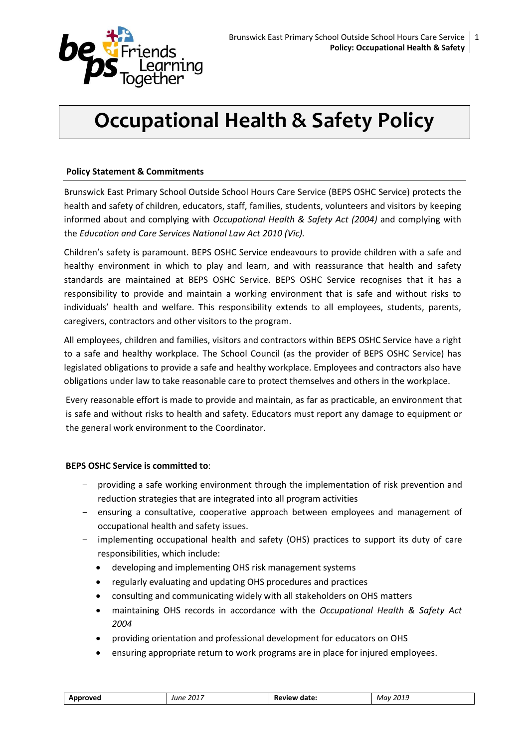# Occupational Health & Safety Policy

**Policy Statement & Commitments**

Brunswick East Primary School Outside School Hours Care Service (BEPS OSHC Service) protects the health and safety of children, educators, staff, families, students, volunteers and visitors by keeping informed about and complying with *Occupational Health & Safety Act (2004)* and complying with the *Education and Care Services National Law Act 2010 (Vic).*

Children's safety is paramount. BEPS OSHC Service endeavours to provide children with a safe and healthy environment in which to play and learn, and with reassurance that health and safety standards are maintained at BEPS OSHC Service. BEPS OSHC Service recognises that it has a responsibility to provide and maintain a working environment that is safe and without risks to individuals' health and welfare. This responsibility extends to all employees, students, parents, caregivers, contractors and other visitors to the program.

All employees, children and families, visitors and contractors within BEPS OSHC Service have a right to a safe and healthy workplace. The School Council (as the provider of BEPS OSHC Service) has legislated obligations to provide a safe and healthy workplace. Employees and contractors also have obligations under law to take reasonable care to protect themselves and others in the workplace.

Every reasonable effort is made to provide and maintain, as far as practicable, an environment that is safe and without risks to health and safety. Educators must report any damage to equipment or the general work environment to the Coordinator.

**BEPS OSHC Service is committed to**:

- providing a safe working environment through the implementation of risk prevention and reduction strategies that are integrated into all program activities
- ensuring a consultative, cooperative approach between employees and management of occupational health and safety issues.
- implementing occupational health and safety (OHS) practices to support its duty of care responsibilities, which include:
  - developing and implementing OHS risk management systems
  - regularly evaluating and updating OHS procedures and practices
  - consulting and communicating widely with all stakeholders on OHS matters
  - maintaining OHS records in accordance with the *Occupational Health & Safety Act 2004*
  - providing orientation and professional development for educators on OHS
  - ensuring appropriate return to work programs are in place for injured employees.

| Approved | *June 2017* | Review date: | *May 2019* |
|---|---|---|---|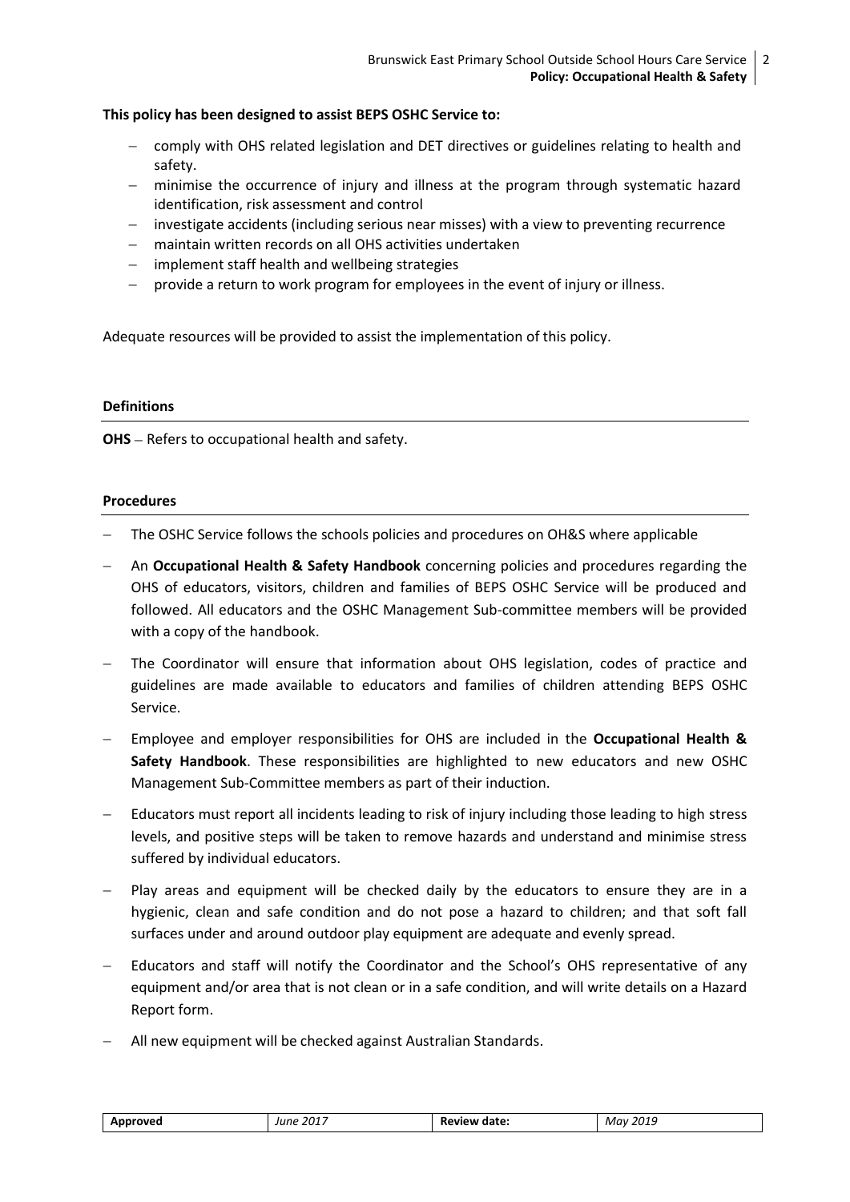**This policy has been designed to assist BEPS OSHC Service to:**

- comply with OHS related legislation and DET directives or guidelines relating to health and safety.
- minimise the occurrence of injury and illness at the program through systematic hazard identification, risk assessment and control
- investigate accidents (including serious near misses) with a view to preventing recurrence
- maintain written records on all OHS activities undertaken
- implement staff health and wellbeing strategies
- provide a return to work program for employees in the event of injury or illness.

Adequate resources will be provided to assist the implementation of this policy.

**Definitions**

**OHS** – Refers to occupational health and safety.

**Procedures**

- The OSHC Service follows the schools policies and procedures on OH&S where applicable
- An **Occupational Health & Safety Handbook** concerning policies and procedures regarding the OHS of educators, visitors, children and families of BEPS OSHC Service will be produced and followed. All educators and the OSHC Management Sub-committee members will be provided with a copy of the handbook.
- The Coordinator will ensure that information about OHS legislation, codes of practice and guidelines are made available to educators and families of children attending BEPS OSHC Service.
- Employee and employer responsibilities for OHS are included in the **Occupational Health & Safety Handbook**. These responsibilities are highlighted to new educators and new OSHC Management Sub-Committee members as part of their induction.
- Educators must report all incidents leading to risk of injury including those leading to high stress levels, and positive steps will be taken to remove hazards and understand and minimise stress suffered by individual educators.
- Play areas and equipment will be checked daily by the educators to ensure they are in a hygienic, clean and safe condition and do not pose a hazard to children; and that soft fall surfaces under and around outdoor play equipment are adequate and evenly spread.
- Educators and staff will notify the Coordinator and the School's OHS representative of any equipment and/or area that is not clean or in a safe condition, and will write details on a Hazard Report form.
- All new equipment will be checked against Australian Standards.

| Approved | *June 2017* | Review date: | *May 2019* |
|---|---|---|---|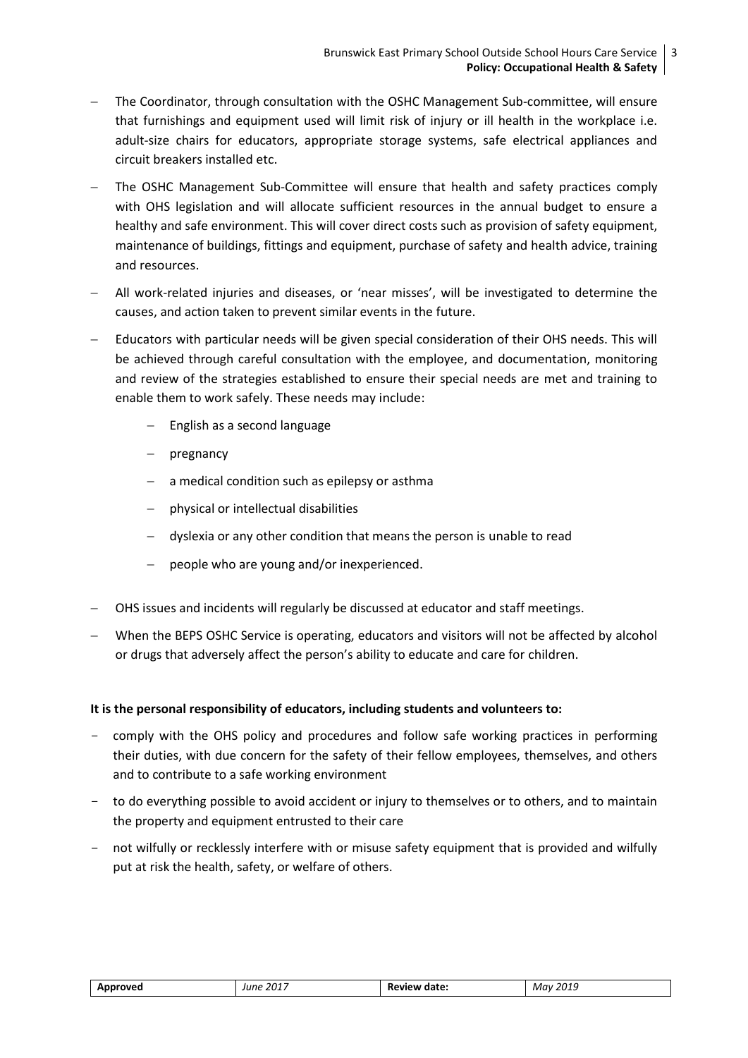- The Coordinator, through consultation with the OSHC Management Sub-committee, will ensure that furnishings and equipment used will limit risk of injury or ill health in the workplace i.e. adult-size chairs for educators, appropriate storage systems, safe electrical appliances and circuit breakers installed etc.
- The OSHC Management Sub-Committee will ensure that health and safety practices comply with OHS legislation and will allocate sufficient resources in the annual budget to ensure a healthy and safe environment. This will cover direct costs such as provision of safety equipment, maintenance of buildings, fittings and equipment, purchase of safety and health advice, training and resources.
- All work-related injuries and diseases, or 'near misses', will be investigated to determine the causes, and action taken to prevent similar events in the future.
- Educators with particular needs will be given special consideration of their OHS needs. This will be achieved through careful consultation with the employee, and documentation, monitoring and review of the strategies established to ensure their special needs are met and training to enable them to work safely. These needs may include:
    - English as a second language
    - pregnancy
    - a medical condition such as epilepsy or asthma
    - physical or intellectual disabilities
    - dyslexia or any other condition that means the person is unable to read
    - people who are young and/or inexperienced.
- OHS issues and incidents will regularly be discussed at educator and staff meetings.
- When the BEPS OSHC Service is operating, educators and visitors will not be affected by alcohol or drugs that adversely affect the person's ability to educate and care for children.

**It is the personal responsibility of educators, including students and volunteers to:**

- comply with the OHS policy and procedures and follow safe working practices in performing their duties, with due concern for the safety of their fellow employees, themselves, and others and to contribute to a safe working environment
- to do everything possible to avoid accident or injury to themselves or to others, and to maintain the property and equipment entrusted to their care
- not wilfully or recklessly interfere with or misuse safety equipment that is provided and wilfully put at risk the health, safety, or welfare of others.

| Approved | June 2017 | Review date: | May 2019 |
|---|---|---|---|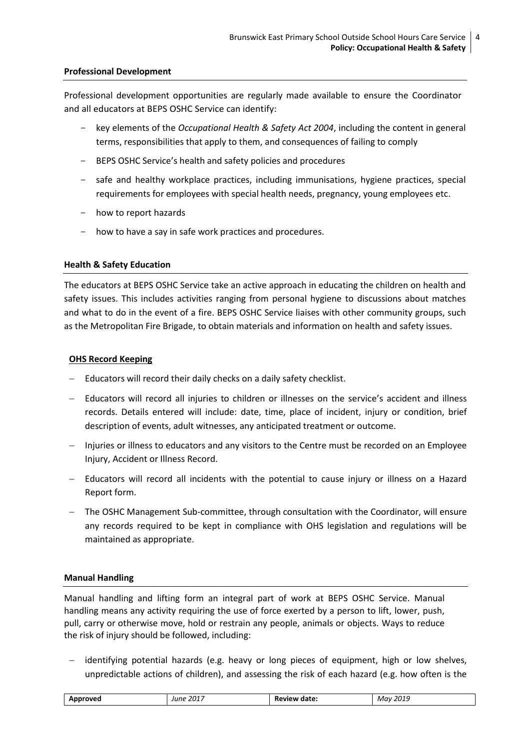**Professional Development**

Professional development opportunities are regularly made available to ensure the Coordinator and all educators at BEPS OSHC Service can identify:

- key elements of the *Occupational Health & Safety Act 2004*, including the content in general terms, responsibilities that apply to them, and consequences of failing to comply
- BEPS OSHC Service's health and safety policies and procedures
- safe and healthy workplace practices, including immunisations, hygiene practices, special requirements for employees with special health needs, pregnancy, young employees etc.
- how to report hazards
- how to have a say in safe work practices and procedures.

**Health & Safety Education**

The educators at BEPS OSHC Service take an active approach in educating the children on health and safety issues. This includes activities ranging from personal hygiene to discussions about matches and what to do in the event of a fire. BEPS OSHC Service liaises with other community groups, such as the Metropolitan Fire Brigade, to obtain materials and information on health and safety issues.

**OHS Record Keeping**

- Educators will record their daily checks on a daily safety checklist.
- Educators will record all injuries to children or illnesses on the service's accident and illness records. Details entered will include: date, time, place of incident, injury or condition, brief description of events, adult witnesses, any anticipated treatment or outcome.
- Injuries or illness to educators and any visitors to the Centre must be recorded on an Employee Injury, Accident or Illness Record.
- Educators will record all incidents with the potential to cause injury or illness on a Hazard Report form.
- The OSHC Management Sub-committee, through consultation with the Coordinator, will ensure any records required to be kept in compliance with OHS legislation and regulations will be maintained as appropriate.

**Manual Handling**

Manual handling and lifting form an integral part of work at BEPS OSHC Service. Manual handling means any activity requiring the use of force exerted by a person to lift, lower, push, pull, carry or otherwise move, hold or restrain any people, animals or objects. Ways to reduce the risk of injury should be followed, including:

- identifying potential hazards (e.g. heavy or long pieces of equipment, high or low shelves, unpredictable actions of children), and assessing the risk of each hazard (e.g. how often is the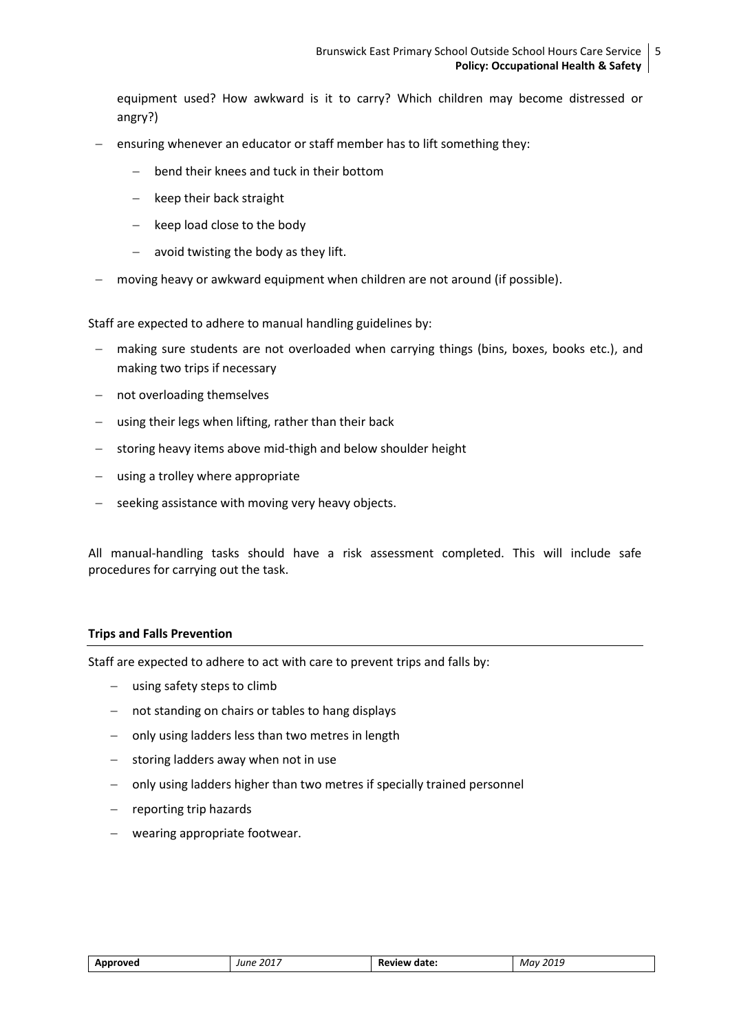equipment used? How awkward is it to carry? Which children may become distressed or angry?)

- ensuring whenever an educator or staff member has to lift something they:
  - bend their knees and tuck in their bottom
  - keep their back straight
  - keep load close to the body
  - avoid twisting the body as they lift.
- moving heavy or awkward equipment when children are not around (if possible).

Staff are expected to adhere to manual handling guidelines by:

- making sure students are not overloaded when carrying things (bins, boxes, books etc.), and making two trips if necessary
- not overloading themselves
- using their legs when lifting, rather than their back
- storing heavy items above mid-thigh and below shoulder height
- using a trolley where appropriate
- seeking assistance with moving very heavy objects.

All manual-handling tasks should have a risk assessment completed. This will include safe procedures for carrying out the task.

**Trips and Falls Prevention**

Staff are expected to adhere to act with care to prevent trips and falls by:

- using safety steps to climb
- not standing on chairs or tables to hang displays
- only using ladders less than two metres in length
- storing ladders away when not in use
- only using ladders higher than two metres if specially trained personnel
- reporting trip hazards
- wearing appropriate footwear.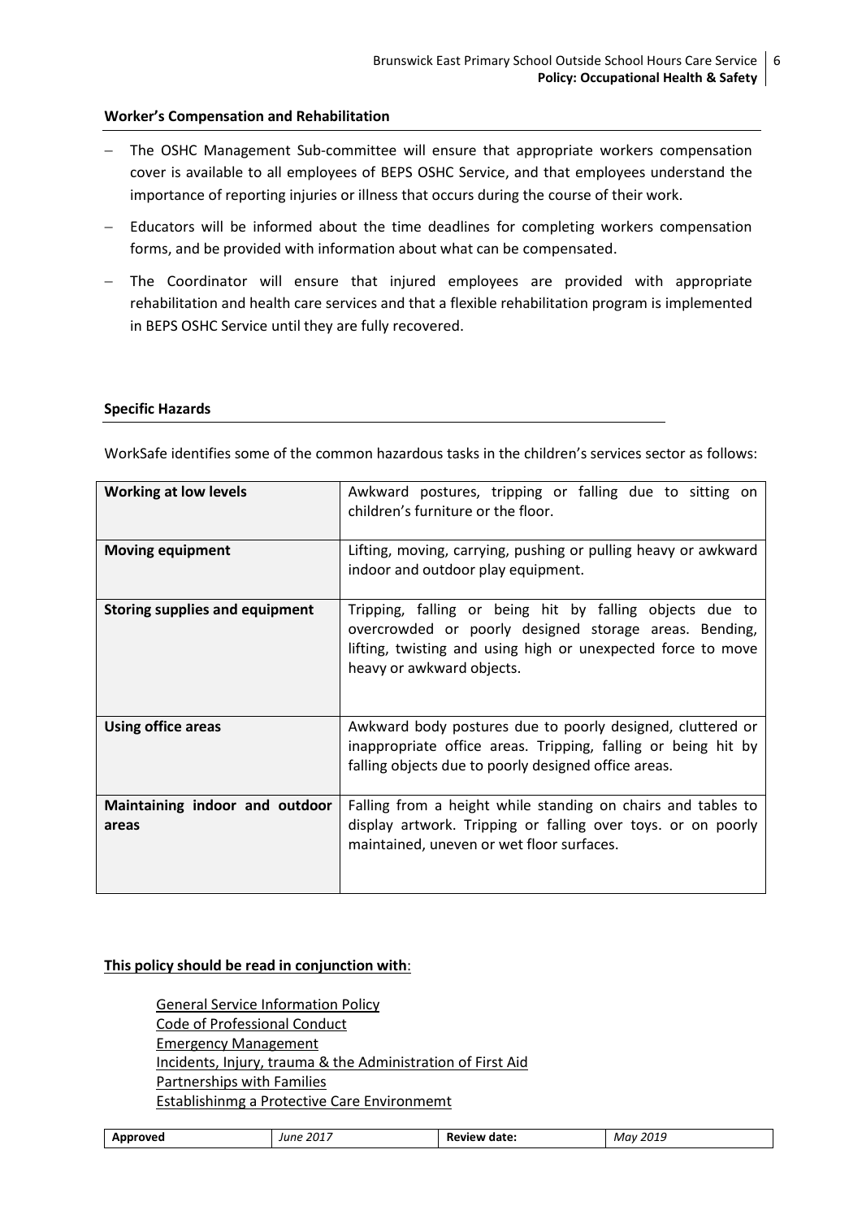**Worker's Compensation and Rehabilitation**

- The OSHC Management Sub-committee will ensure that appropriate workers compensation cover is available to all employees of BEPS OSHC Service, and that employees understand the importance of reporting injuries or illness that occurs during the course of their work.
- Educators will be informed about the time deadlines for completing workers compensation forms, and be provided with information about what can be compensated.
- The Coordinator will ensure that injured employees are provided with appropriate rehabilitation and health care services and that a flexible rehabilitation program is implemented in BEPS OSHC Service until they are fully recovered.

**Specific Hazards**

WorkSafe identifies some of the common hazardous tasks in the children's services sector as follows:

| **Working at low levels** | Awkward postures, tripping or falling due to sitting on children's furniture or the floor. |
|---|---|
| **Moving equipment** | Lifting, moving, carrying, pushing or pulling heavy or awkward indoor and outdoor play equipment. |
| **Storing supplies and equipment** | Tripping, falling or being hit by falling objects due to overcrowded or poorly designed storage areas. Bending, lifting, twisting and using high or unexpected force to move heavy or awkward objects. |
| **Using office areas** | Awkward body postures due to poorly designed, cluttered or inappropriate office areas. Tripping, falling or being hit by falling objects due to poorly designed office areas. |
| **Maintaining indoor and outdoor areas** | Falling from a height while standing on chairs and tables to display artwork. Tripping or falling over toys. or on poorly maintained, uneven or wet floor surfaces. |

**This policy should be read in conjunction with**:

General Service Information Policy
Code of Professional Conduct
Emergency Management
Incidents, Injury, trauma & the Administration of First Aid
Partnerships with Families
Establishinmg a Protective Care Environmemt

| **Approved** | *June 2017* | **Review date:** | *May 2019* |
|---|---|---|---|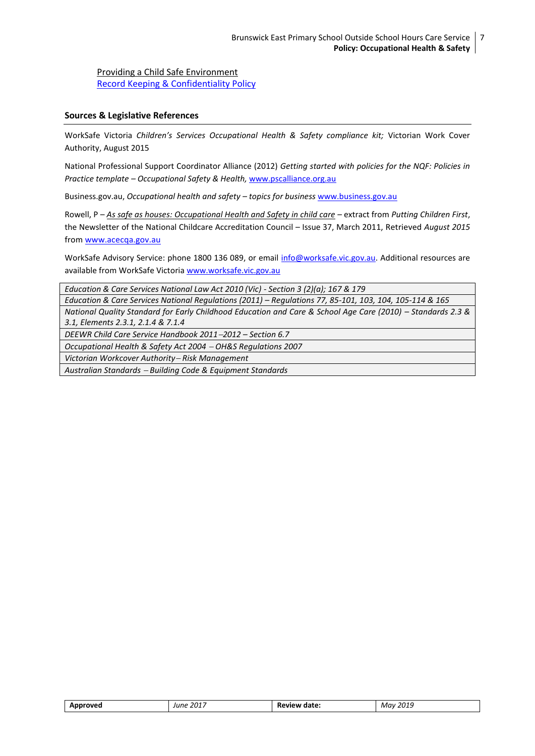Providing a Child Safe Environment
Record Keeping & Confidentiality Policy

### Sources & Legislative References

WorkSafe Victoria *Children's Services Occupational Health & Safety compliance kit;* Victorian Work Cover Authority, August 2015

National Professional Support Coordinator Alliance (2012) *Getting started with policies for the NQF: Policies in Practice template – Occupational Safety & Health,* www.pscalliance.org.au

Business.gov.au, *Occupational health and safety – topics for business* www.business.gov.au

Rowell, P – As safe as houses: Occupational Health and Safety in child care – extract from *Putting Children First*, the Newsletter of the National Childcare Accreditation Council – Issue 37, March 2011, Retrieved *August 2015* from www.acecqa.gov.au

WorkSafe Advisory Service: phone 1800 136 089, or email info@worksafe.vic.gov.au. Additional resources are available from WorkSafe Victoria www.worksafe.vic.gov.au

| |
|---|
| *Education & Care Services National Law Act 2010 (Vic) - Section 3 (2)(a); 167 & 179* |
| *Education & Care Services National Regulations (2011) – Regulations 77, 85-101, 103, 104, 105-114 & 165* |
| *National Quality Standard for Early Childhood Education and Care & School Age Care (2010) – Standards 2.3 & 3.1, Elements 2.3.1, 2.1.4 & 7.1.4* |
| *DEEWR Child Care Service Handbook 2011–2012 – Section 6.7* |
| *Occupational Health & Safety Act 2004 – OH&S Regulations 2007* |
| *Victorian Workcover Authority – Risk Management* |
| *Australian Standards – Building Code & Equipment Standards* |

| **Approved** | *June 2017* | **Review date:** | *May 2019* |
|---|---|---|---|